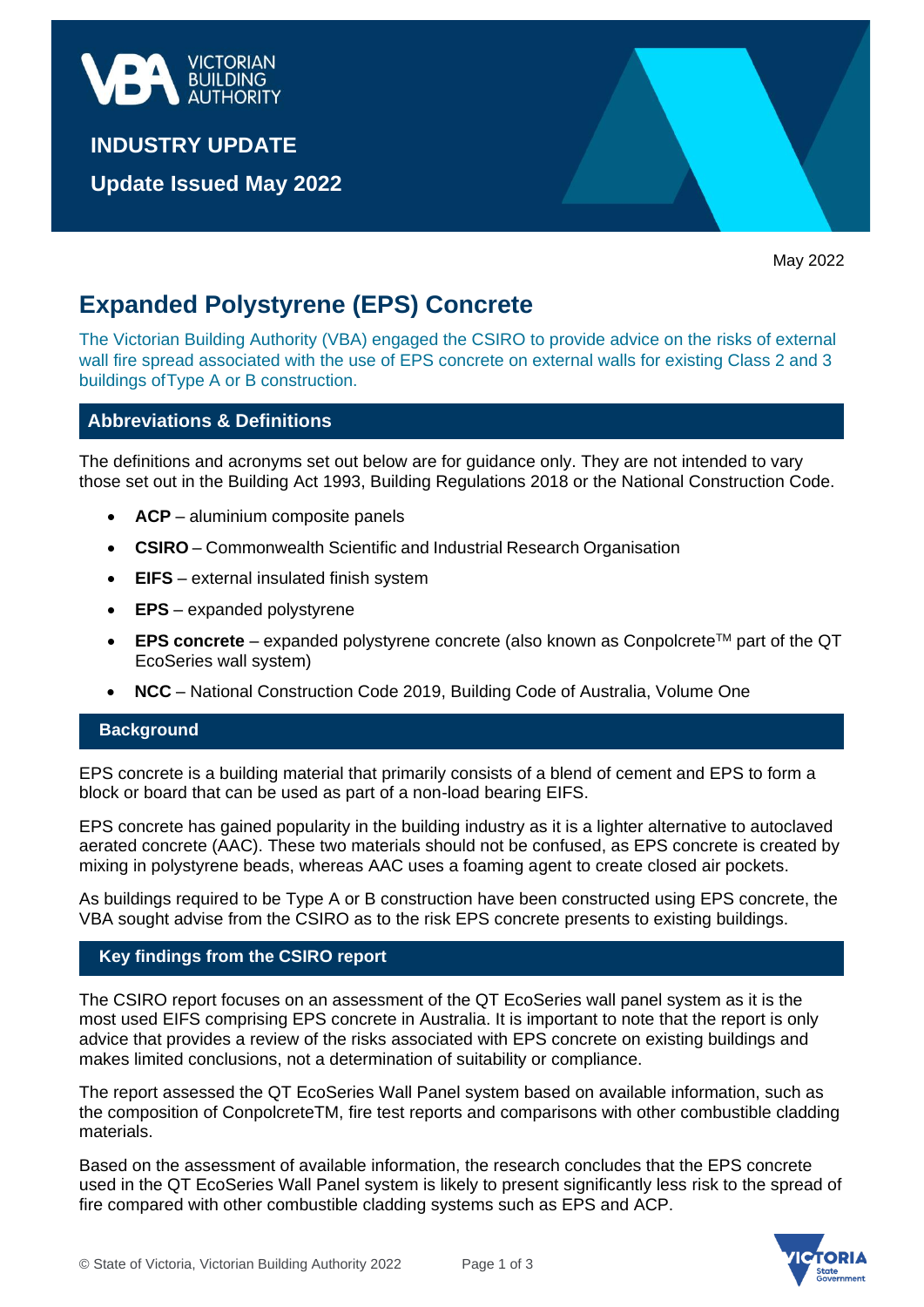VICTORIAN BUILDING AUTHORITY

**INDUSTRY UPDATE**

**Update Issued May 2022**

May 2022

# Expanded Polystyrene (EPS) Concrete

The Victorian Building Authority (VBA) engaged the CSIRO to provide advice on the risks of external wall fire spread associated with the use of EPS concrete on external walls for existing Class 2 and 3 buildings ofType A or B construction.

## Abbreviations & Definitions

The definitions and acronyms set out below are for guidance only. They are not intended to vary those set out in the Building Act 1993, Building Regulations 2018 or the National Construction Code.

- **ACP** – aluminium composite panels
- **CSIRO** – Commonwealth Scientific and Industrial Research Organisation
- **EIFS** – external insulated finish system
- **EPS** – expanded polystyrene
- **EPS concrete** – expanded polystyrene concrete (also known as Conpolcrete™ part of the QT EcoSeries wall system)
- **NCC** – National Construction Code 2019, Building Code of Australia, Volume One

## Background

EPS concrete is a building material that primarily consists of a blend of cement and EPS to form a block or board that can be used as part of a non-load bearing EIFS.

EPS concrete has gained popularity in the building industry as it is a lighter alternative to autoclaved aerated concrete (AAC). These two materials should not be confused, as EPS concrete is created by mixing in polystyrene beads, whereas AAC uses a foaming agent to create closed air pockets.

As buildings required to be Type A or B construction have been constructed using EPS concrete, the VBA sought advise from the CSIRO as to the risk EPS concrete presents to existing buildings.

## Key findings from the CSIRO report

The CSIRO report focuses on an assessment of the QT EcoSeries wall panel system as it is the most used EIFS comprising EPS concrete in Australia. It is important to note that the report is only advice that provides a review of the risks associated with EPS concrete on existing buildings and makes limited conclusions, not a determination of suitability or compliance.

The report assessed the QT EcoSeries Wall Panel system based on available information, such as the composition of ConpolcreteTM, fire test reports and comparisons with other combustible cladding materials.

Based on the assessment of available information, the research concludes that the EPS concrete used in the QT EcoSeries Wall Panel system is likely to present significantly less risk to the spread of fire compared with other combustible cladding systems such as EPS and ACP.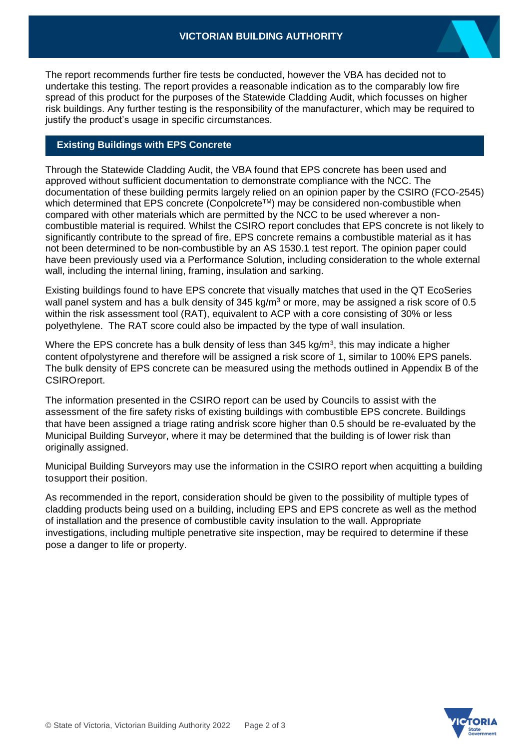The report recommends further fire tests be conducted, however the VBA has decided not to undertake this testing. The report provides a reasonable indication as to the comparably low fire spread of this product for the purposes of the Statewide Cladding Audit, which focusses on higher risk buildings. Any further testing is the responsibility of the manufacturer, which may be required to justify the product's usage in specific circumstances.

## Existing Buildings with EPS Concrete

Through the Statewide Cladding Audit, the VBA found that EPS concrete has been used and approved without sufficient documentation to demonstrate compliance with the NCC. The documentation of these building permits largely relied on an opinion paper by the CSIRO (FCO-2545) which determined that EPS concrete (Conpolcrete™) may be considered non-combustible when compared with other materials which are permitted by the NCC to be used wherever a non-combustible material is required. Whilst the CSIRO report concludes that EPS concrete is not likely to significantly contribute to the spread of fire, EPS concrete remains a combustible material as it has not been determined to be non-combustible by an AS 1530.1 test report. The opinion paper could have been previously used via a Performance Solution, including consideration to the whole external wall, including the internal lining, framing, insulation and sarking.

Existing buildings found to have EPS concrete that visually matches that used in the QT EcoSeries wall panel system and has a bulk density of 345 kg/m$^3$ or more, may be assigned a risk score of 0.5 within the risk assessment tool (RAT), equivalent to ACP with a core consisting of 30% or less polyethylene. The RAT score could also be impacted by the type of wall insulation.

Where the EPS concrete has a bulk density of less than 345 kg/m$^3$, this may indicate a higher content of polystyrene and therefore will be assigned a risk score of 1, similar to 100% EPS panels. The bulk density of EPS concrete can be measured using the methods outlined in Appendix B of the CSIRO report.

The information presented in the CSIRO report can be used by Councils to assist with the assessment of the fire safety risks of existing buildings with combustible EPS concrete. Buildings that have been assigned a triage rating and risk score higher than 0.5 should be re-evaluated by the Municipal Building Surveyor, where it may be determined that the building is of lower risk than originally assigned.

Municipal Building Surveyors may use the information in the CSIRO report when acquitting a building to support their position.

As recommended in the report, consideration should be given to the possibility of multiple types of cladding products being used on a building, including EPS and EPS concrete as well as the method of installation and the presence of combustible cavity insulation to the wall. Appropriate investigations, including multiple penetrative site inspection, may be required to determine if these pose a danger to life or property.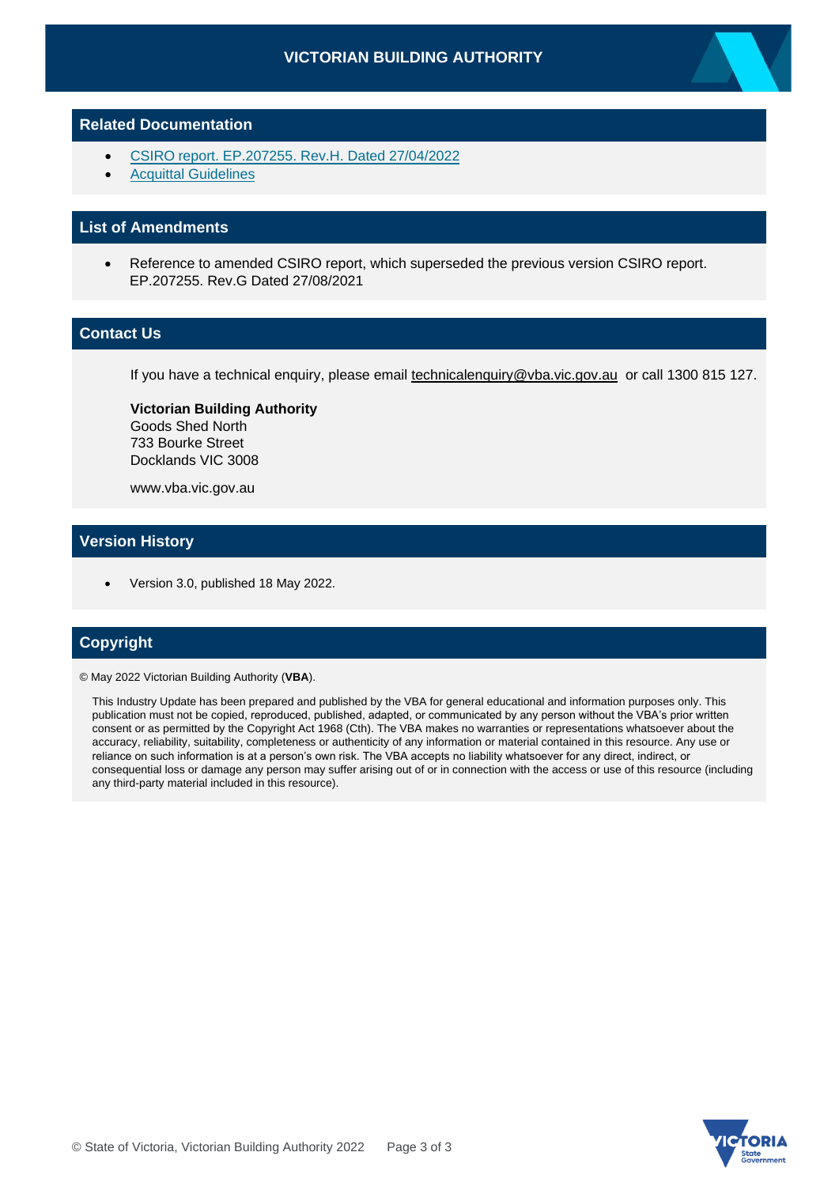## Related Documentation

- CSIRO report. EP.207255. Rev.H. Dated 27/04/2022
- Acquittal Guidelines

## List of Amendments

- Reference to amended CSIRO report, which superseded the previous version CSIRO report. EP.207255. Rev.G Dated 27/08/2021

## Contact Us

If you have a technical enquiry, please email technicalenquiry@vba.vic.gov.au or call 1300 815 127.

**Victorian Building Authority**
Goods Shed North
733 Bourke Street
Docklands VIC 3008

www.vba.vic.gov.au

## Version History

- Version 3.0, published 18 May 2022.

## Copyright

© May 2022 Victorian Building Authority (**VBA**).

This Industry Update has been prepared and published by the VBA for general educational and information purposes only. This publication must not be copied, reproduced, published, adapted, or communicated by any person without the VBA's prior written consent or as permitted by the Copyright Act 1968 (Cth). The VBA makes no warranties or representations whatsoever about the accuracy, reliability, suitability, completeness or authenticity of any information or material contained in this resource. Any use or reliance on such information is at a person's own risk. The VBA accepts no liability whatsoever for any direct, indirect, or consequential loss or damage any person may suffer arising out of or in connection with the access or use of this resource (including any third-party material included in this resource).